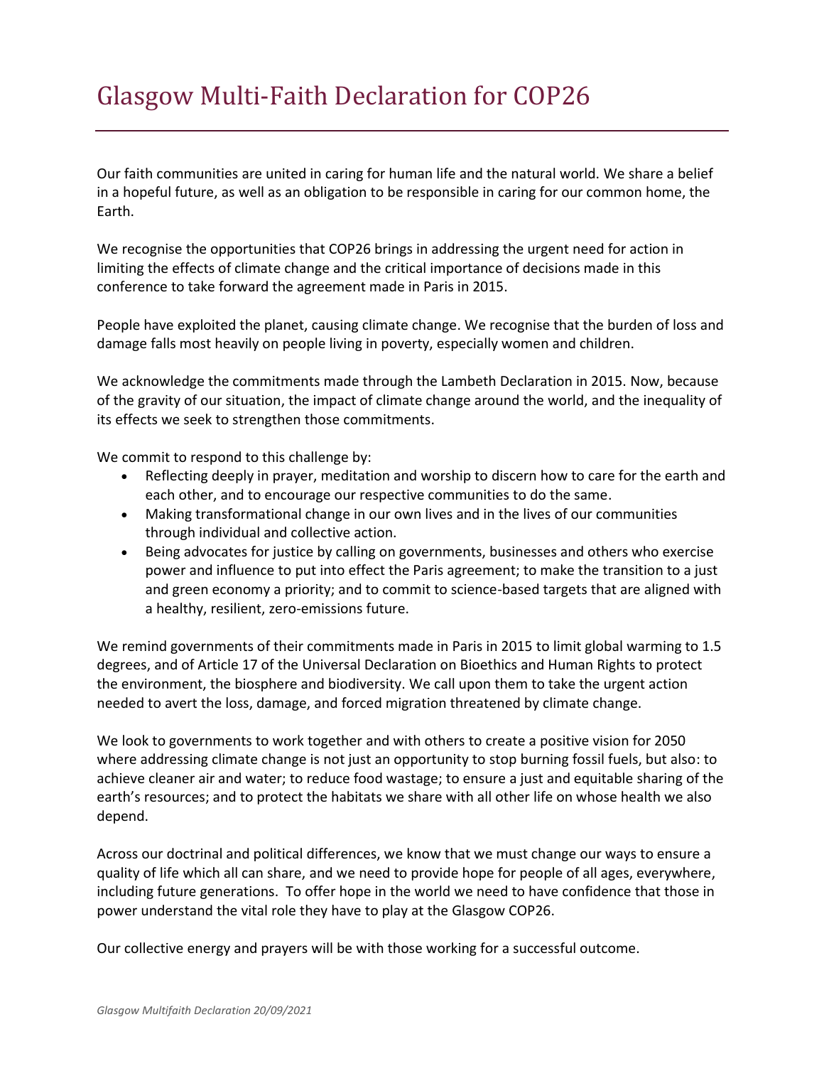# Glasgow Multi-Faith Declaration for COP26

Our faith communities are united in caring for human life and the natural world. We share a belief in a hopeful future, as well as an obligation to be responsible in caring for our common home, the Earth.

We recognise the opportunities that COP26 brings in addressing the urgent need for action in limiting the effects of climate change and the critical importance of decisions made in this conference to take forward the agreement made in Paris in 2015.

People have exploited the planet, causing climate change. We recognise that the burden of loss and damage falls most heavily on people living in poverty, especially women and children.

We acknowledge the commitments made through the Lambeth Declaration in 2015. Now, because of the gravity of our situation, the impact of climate change around the world, and the inequality of its effects we seek to strengthen those commitments.

We commit to respond to this challenge by:

- Reflecting deeply in prayer, meditation and worship to discern how to care for the earth and each other, and to encourage our respective communities to do the same.
- Making transformational change in our own lives and in the lives of our communities through individual and collective action.
- Being advocates for justice by calling on governments, businesses and others who exercise power and influence to put into effect the Paris agreement; to make the transition to a just and green economy a priority; and to commit to science-based targets that are aligned with a healthy, resilient, zero-emissions future.

We remind governments of their commitments made in Paris in 2015 to limit global warming to 1.5 degrees, and of Article 17 of the Universal Declaration on Bioethics and Human Rights to protect the environment, the biosphere and biodiversity. We call upon them to take the urgent action needed to avert the loss, damage, and forced migration threatened by climate change.

We look to governments to work together and with others to create a positive vision for 2050 where addressing climate change is not just an opportunity to stop burning fossil fuels, but also: to achieve cleaner air and water; to reduce food wastage; to ensure a just and equitable sharing of the earth's resources; and to protect the habitats we share with all other life on whose health we also depend.

Across our doctrinal and political differences, we know that we must change our ways to ensure a quality of life which all can share, and we need to provide hope for people of all ages, everywhere, including future generations. To offer hope in the world we need to have confidence that those in power understand the vital role they have to play at the Glasgow COP26.

Our collective energy and prayers will be with those working for a successful outcome.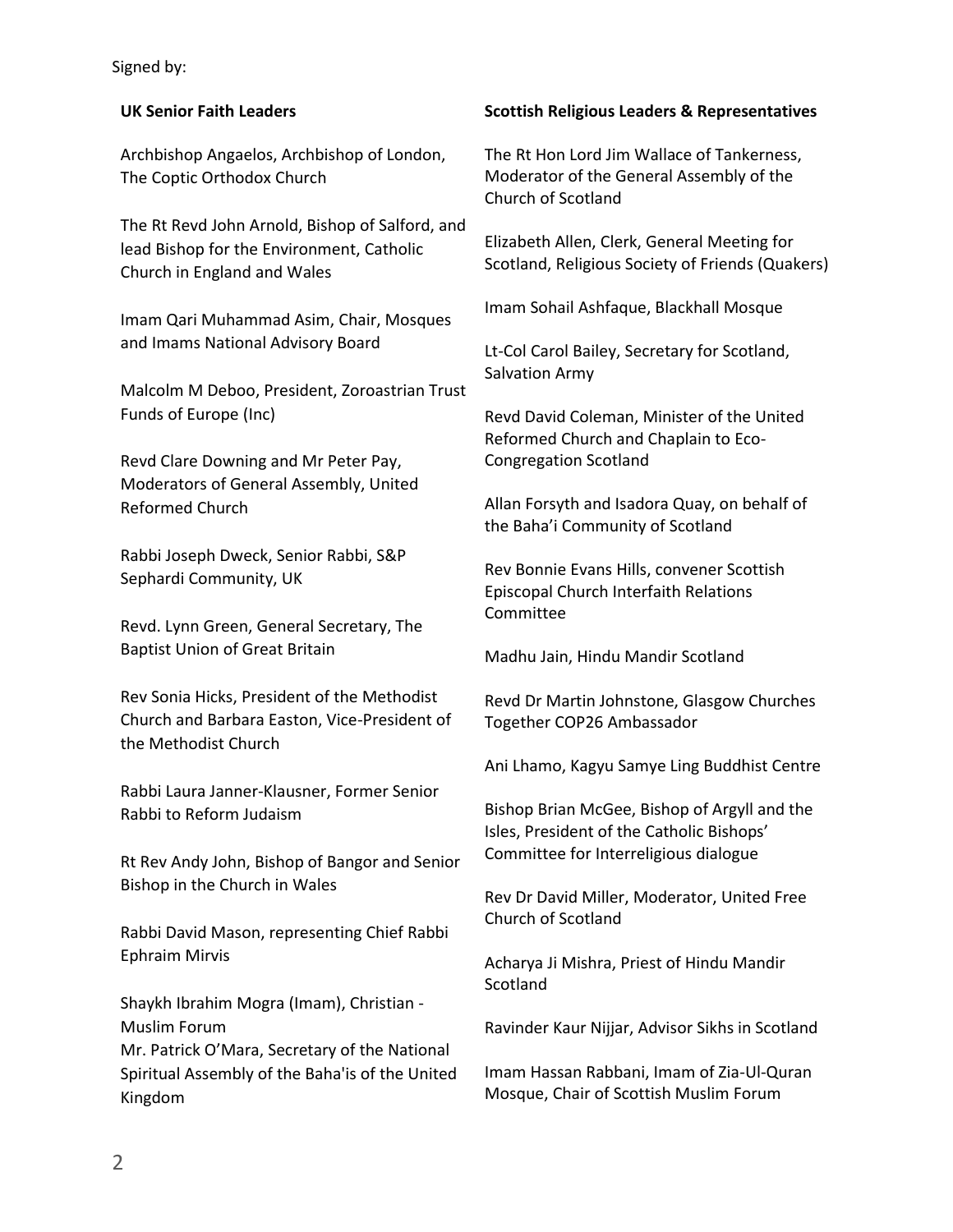Signed by:

**UK Senior Faith Leaders**

Archbishop Angaelos, Archbishop of London, The Coptic Orthodox Church

The Rt Revd John Arnold, Bishop of Salford, and lead Bishop for the Environment, Catholic Church in England and Wales

Imam Qari Muhammad Asim, Chair, Mosques and Imams National Advisory Board

Malcolm M Deboo, President, Zoroastrian Trust Funds of Europe (Inc)

Revd Clare Downing and Mr Peter Pay, Moderators of General Assembly, United Reformed Church

Rabbi Joseph Dweck, Senior Rabbi, S&P Sephardi Community, UK

Revd. Lynn Green, General Secretary, The Baptist Union of Great Britain

Rev Sonia Hicks, President of the Methodist Church and Barbara Easton, Vice-President of the Methodist Church

Rabbi Laura Janner-Klausner, Former Senior Rabbi to Reform Judaism

Rt Rev Andy John, Bishop of Bangor and Senior Bishop in the Church in Wales

Rabbi David Mason, representing Chief Rabbi Ephraim Mirvis

Shaykh Ibrahim Mogra (Imam), Christian - Muslim Forum

Mr. Patrick O'Mara, Secretary of the National Spiritual Assembly of the Baha'is of the United Kingdom

**Scottish Religious Leaders & Representatives**

The Rt Hon Lord Jim Wallace of Tankerness, Moderator of the General Assembly of the Church of Scotland

Elizabeth Allen, Clerk, General Meeting for Scotland, Religious Society of Friends (Quakers)

Imam Sohail Ashfaque, Blackhall Mosque

Lt-Col Carol Bailey, Secretary for Scotland, Salvation Army

Revd David Coleman, Minister of the United Reformed Church and Chaplain to Eco-Congregation Scotland

Allan Forsyth and Isadora Quay, on behalf of the Baha'i Community of Scotland

Rev Bonnie Evans Hills, convener Scottish Episcopal Church Interfaith Relations Committee

Madhu Jain, Hindu Mandir Scotland

Revd Dr Martin Johnstone, Glasgow Churches Together COP26 Ambassador

Ani Lhamo, Kagyu Samye Ling Buddhist Centre

Bishop Brian McGee, Bishop of Argyll and the Isles, President of the Catholic Bishops' Committee for Interreligious dialogue

Rev Dr David Miller, Moderator, United Free Church of Scotland

Acharya Ji Mishra, Priest of Hindu Mandir Scotland

Ravinder Kaur Nijjar, Advisor Sikhs in Scotland

Imam Hassan Rabbani, Imam of Zia-Ul-Quran Mosque, Chair of Scottish Muslim Forum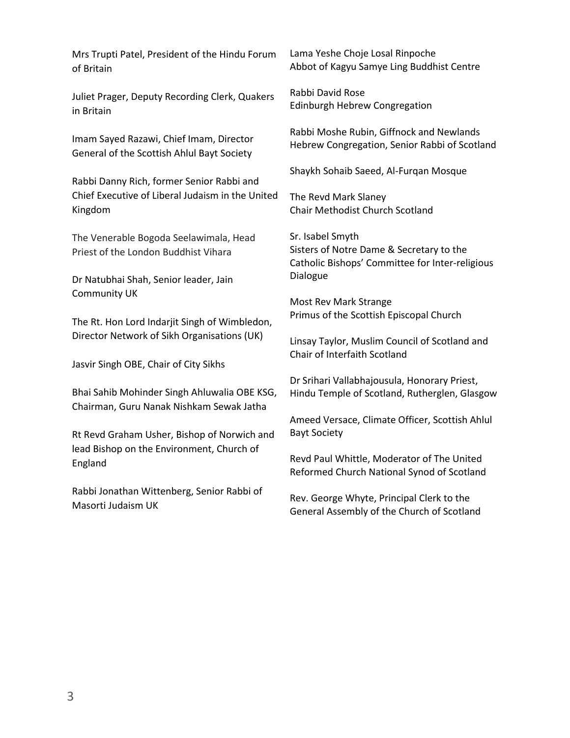Mrs Trupti Patel, President of the Hindu Forum of Britain

Juliet Prager, Deputy Recording Clerk, Quakers in Britain

Imam Sayed Razawi, Chief Imam, Director General of the Scottish Ahlul Bayt Society

Rabbi Danny Rich, former Senior Rabbi and Chief Executive of Liberal Judaism in the United Kingdom

The Venerable Bogoda Seelawimala, Head Priest of the London Buddhist Vihara

Dr Natubhai Shah, Senior leader, Jain Community UK

The Rt. Hon Lord Indarjit Singh of Wimbledon, Director Network of Sikh Organisations (UK)

Jasvir Singh OBE, Chair of City Sikhs

Bhai Sahib Mohinder Singh Ahluwalia OBE KSG, Chairman, Guru Nanak Nishkam Sewak Jatha

Rt Revd Graham Usher, Bishop of Norwich and lead Bishop on the Environment, Church of England

Rabbi Jonathan Wittenberg, Senior Rabbi of Masorti Judaism UK

Lama Yeshe Choje Losal Rinpoche
Abbot of Kagyu Samye Ling Buddhist Centre

Rabbi David Rose
Edinburgh Hebrew Congregation

Rabbi Moshe Rubin, Giffnock and Newlands Hebrew Congregation, Senior Rabbi of Scotland

Shaykh Sohaib Saeed, Al-Furqan Mosque

The Revd Mark Slaney
Chair Methodist Church Scotland

Sr. Isabel Smyth
Sisters of Notre Dame & Secretary to the Catholic Bishops' Committee for Inter-religious Dialogue

Most Rev Mark Strange
Primus of the Scottish Episcopal Church

Linsay Taylor, Muslim Council of Scotland and Chair of Interfaith Scotland

Dr Srihari Vallabhajousula, Honorary Priest, Hindu Temple of Scotland, Rutherglen, Glasgow

Ameed Versace, Climate Officer, Scottish Ahlul Bayt Society

Revd Paul Whittle, Moderator of The United Reformed Church National Synod of Scotland

Rev. George Whyte, Principal Clerk to the General Assembly of the Church of Scotland